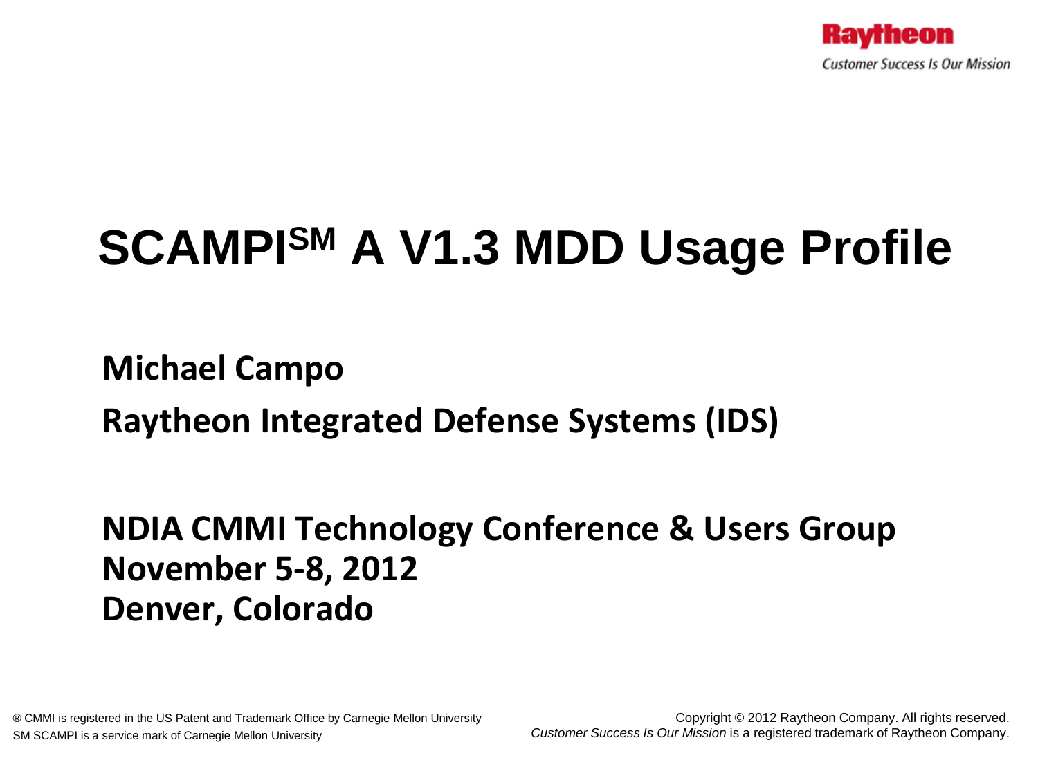Raytheon

*Customer Success Is Our Mission*

# SCAMPI[SM] A V1.3 MDD Usage Profile

**Michael Campo**

**Raytheon Integrated Defense Systems (IDS)**

**NDIA CMMI Technology Conference & Users Group**
**November 5-8, 2012**
**Denver, Colorado**

® CMMI is registered in the US Patent and Trademark Office by Carnegie Mellon University
SM SCAMPI is a service mark of Carnegie Mellon University

Copyright © 2012 Raytheon Company. All rights reserved.
*Customer Success Is Our Mission* is a registered trademark of Raytheon Company.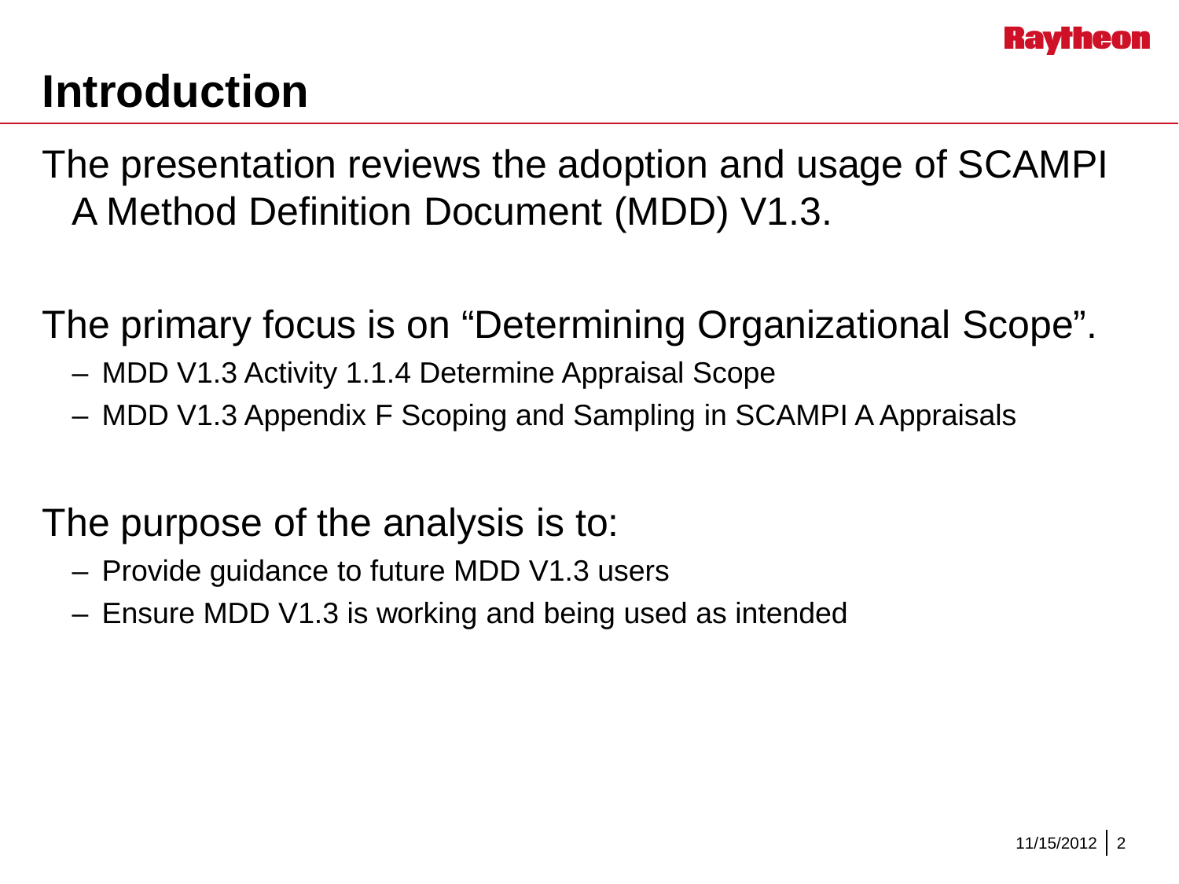# Introduction

The presentation reviews the adoption and usage of SCAMPI A Method Definition Document (MDD) V1.3.

The primary focus is on “Determining Organizational Scope”.

- MDD V1.3 Activity 1.1.4 Determine Appraisal Scope
- MDD V1.3 Appendix F Scoping and Sampling in SCAMPI A Appraisals

The purpose of the analysis is to:

- Provide guidance to future MDD V1.3 users
- Ensure MDD V1.3 is working and being used as intended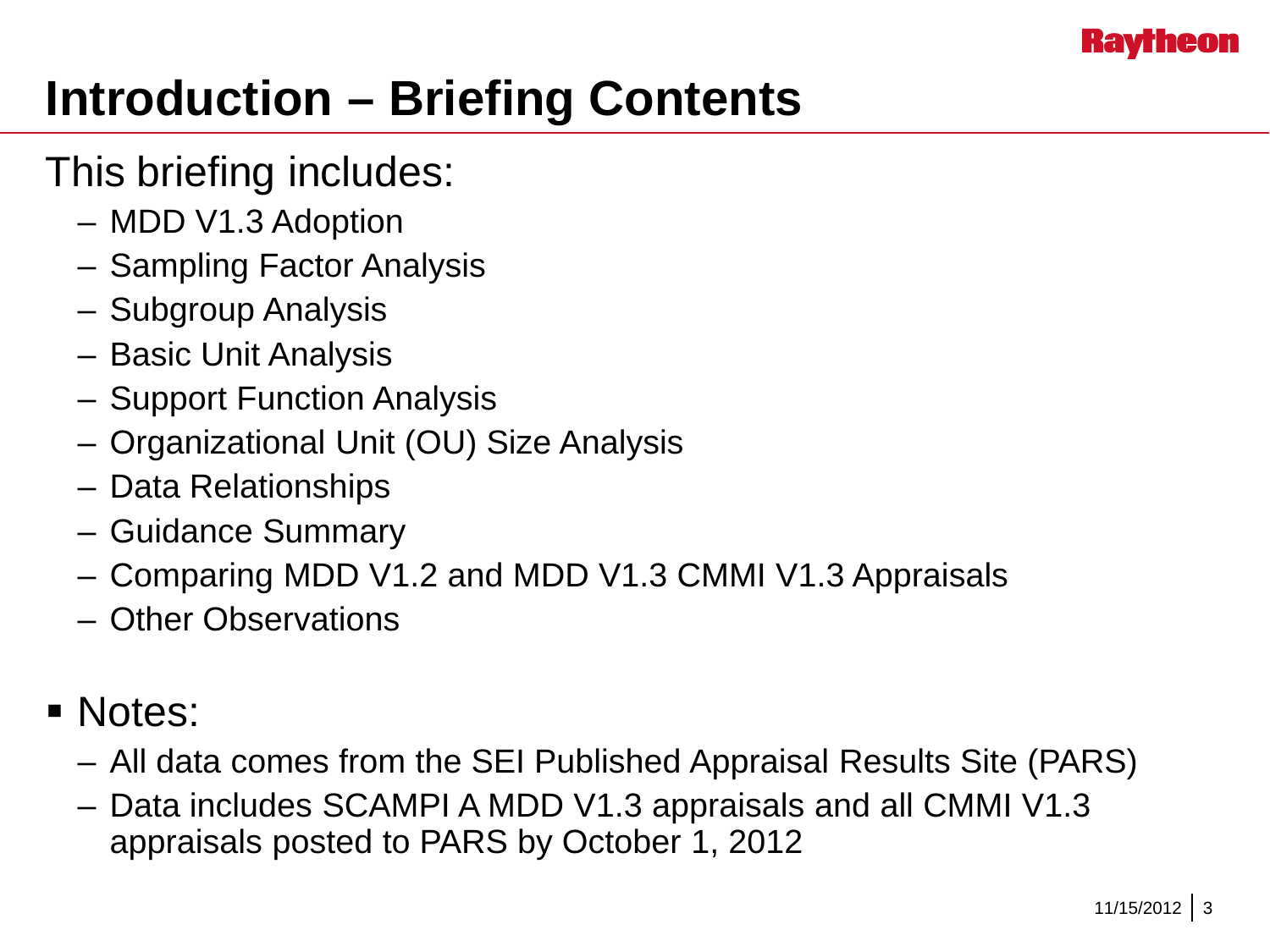# Introduction – Briefing Contents

This briefing includes:

- MDD V1.3 Adoption
- Sampling Factor Analysis
- Subgroup Analysis
- Basic Unit Analysis
- Support Function Analysis
- Organizational Unit (OU) Size Analysis
- Data Relationships
- Guidance Summary
- Comparing MDD V1.2 and MDD V1.3 CMMI V1.3 Appraisals
- Other Observations

- Notes:
  - All data comes from the SEI Published Appraisal Results Site (PARS)
  - Data includes SCAMPI A MDD V1.3 appraisals and all CMMI V1.3 appraisals posted to PARS by October 1, 2012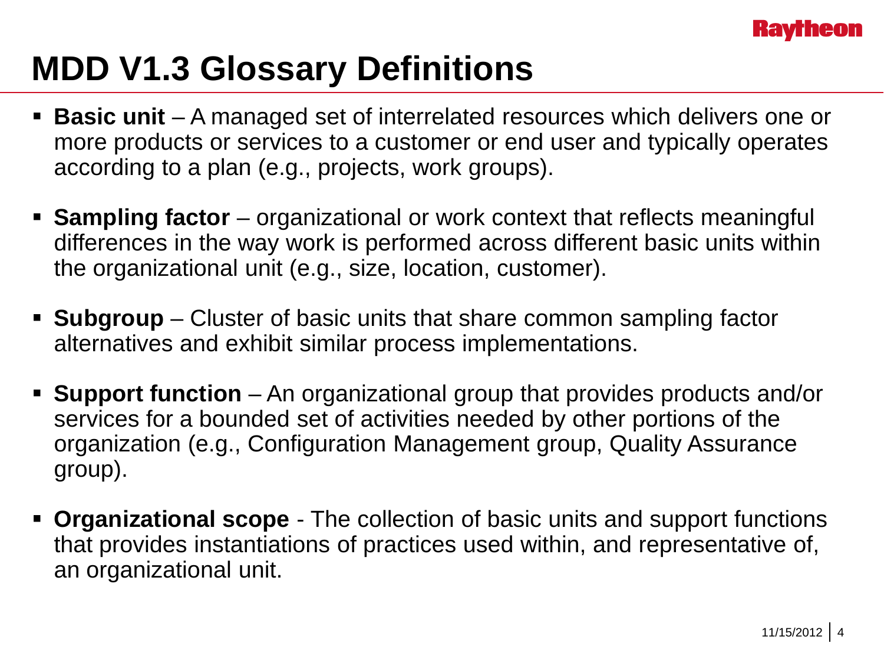# MDD V1.3 Glossary Definitions

- **Basic unit** – A managed set of interrelated resources which delivers one or more products or services to a customer or end user and typically operates according to a plan (e.g., projects, work groups).
- **Sampling factor** – organizational or work context that reflects meaningful differences in the way work is performed across different basic units within the organizational unit (e.g., size, location, customer).
- **Subgroup** – Cluster of basic units that share common sampling factor alternatives and exhibit similar process implementations.
- **Support function** – An organizational group that provides products and/or services for a bounded set of activities needed by other portions of the organization (e.g., Configuration Management group, Quality Assurance group).
- **Organizational scope** - The collection of basic units and support functions that provides instantiations of practices used within, and representative of, an organizational unit.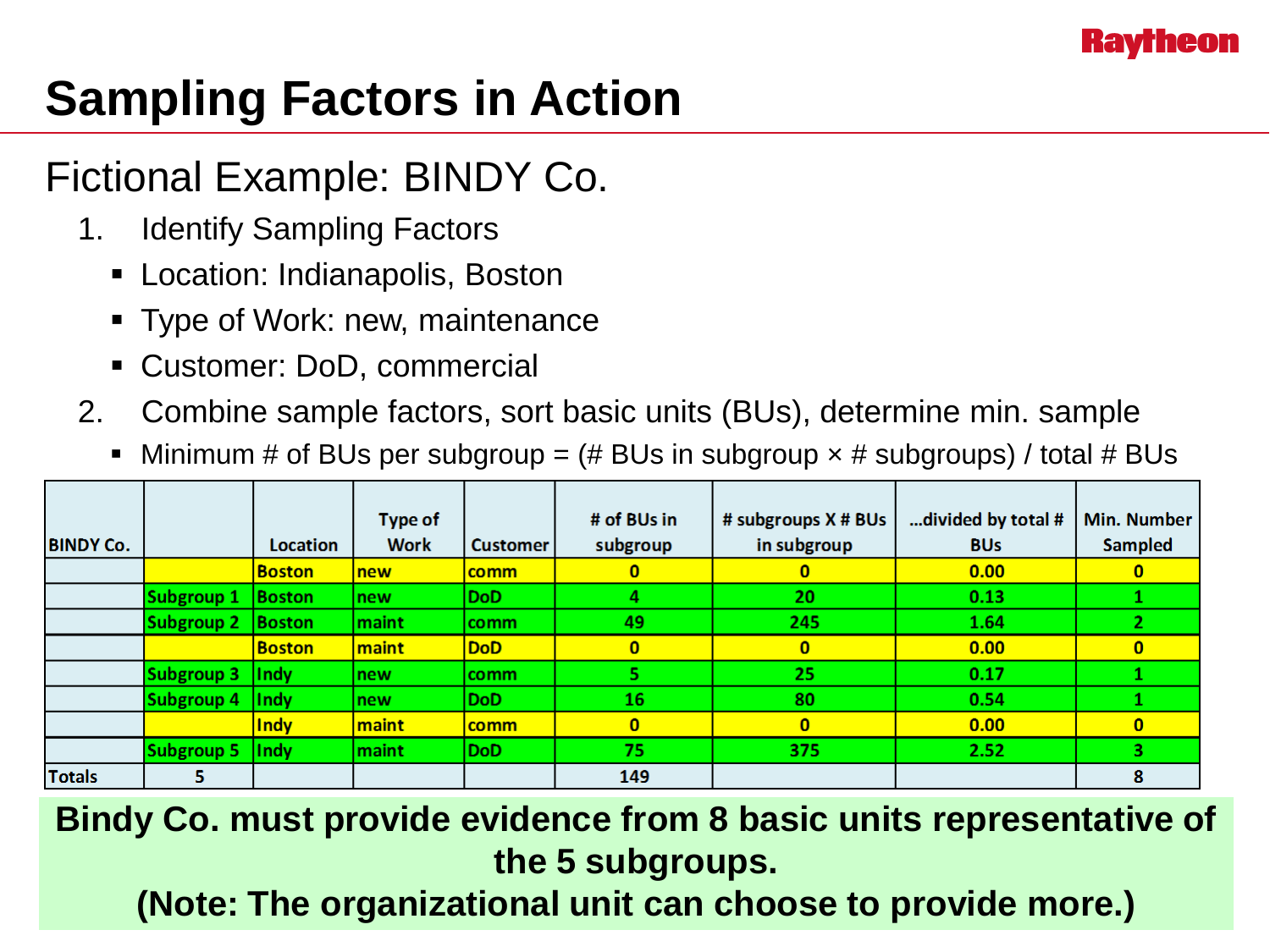# Sampling Factors in Action

## Fictional Example: BINDY Co.

1. Identify Sampling Factors
   - Location: Indianapolis, Boston
   - Type of Work: new, maintenance
   - Customer: DoD, commercial
2. Combine sample factors, sort basic units (BUs), determine min. sample
   - Minimum # of BUs per subgroup = (# BUs in subgroup × # subgroups) / total # BUs

| BINDY Co. | | Location | Type of Work | Customer | # of BUs in subgroup | # subgroups X # BUs in subgroup | …divided by total # BUs | Min. Number Sampled |
|---|---|---|---|---|---|---|---|---|
| | | Boston | new | comm | 0 | 0 | 0.00 | 0 |
| | Subgroup 1 | Boston | new | DoD | 4 | 20 | 0.13 | 1 |
| | Subgroup 2 | Boston | maint | comm | 49 | 245 | 1.64 | 2 |
| | | Boston | maint | DoD | 0 | 0 | 0.00 | 0 |
| | Subgroup 3 | Indy | new | comm | 5 | 25 | 0.17 | 1 |
| | Subgroup 4 | Indy | new | DoD | 16 | 80 | 0.54 | 1 |
| | | Indy | maint | comm | 0 | 0 | 0.00 | 0 |
| | Subgroup 5 | Indy | maint | DoD | 75 | 375 | 2.52 | 3 |
| Totals | 5 | | | | 149 | | | 8 |

**Bindy Co. must provide evidence from 8 basic units representative of the 5 subgroups.**

**(Note: The organizational unit can choose to provide more.)**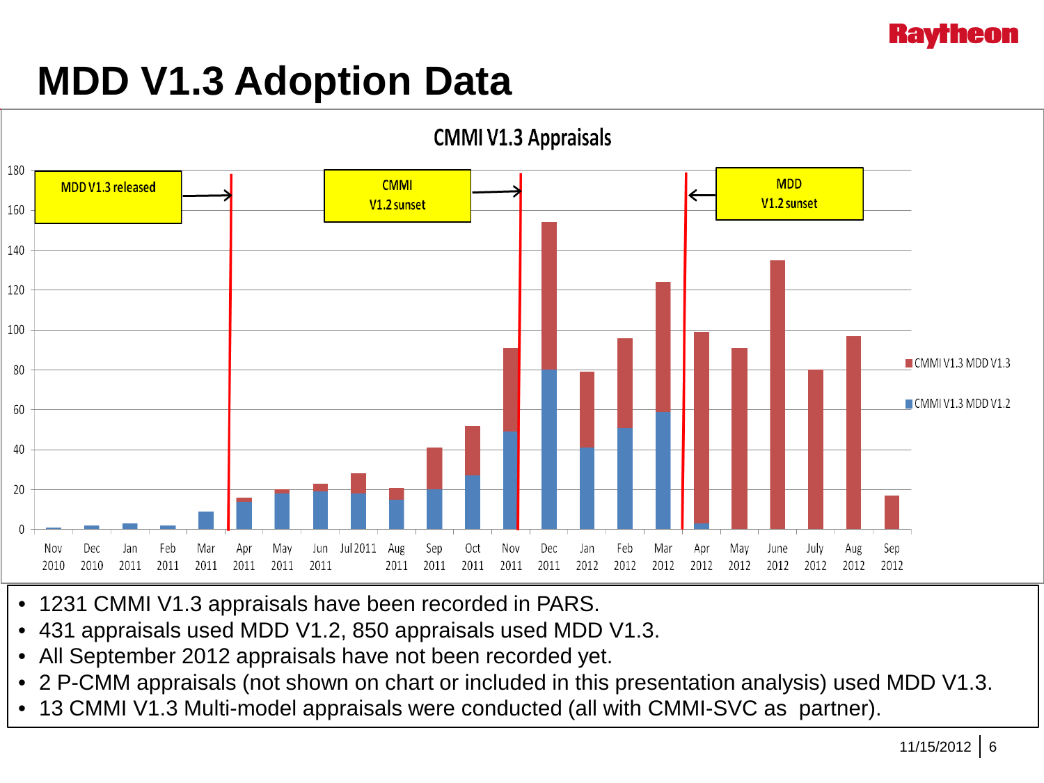# MDD V1.3 Adoption Data

**CMMI V1.3 Appraisals**

- MDD V1.3 released
- CMMI V1.2 sunset
- MDD V1.2 sunset

Legend: CMMI V1.3 MDD V1.3; CMMI V1.3 MDD V1.2

- 1231 CMMI V1.3 appraisals have been recorded in PARS.
- 431 appraisals used MDD V1.2, 850 appraisals used MDD V1.3.
- All September 2012 appraisals have not been recorded yet.
- 2 P-CMM appraisals (not shown on chart or included in this presentation analysis) used MDD V1.3.
- 13 CMMI V1.3 Multi-model appraisals were conducted (all with CMMI-SVC as partner).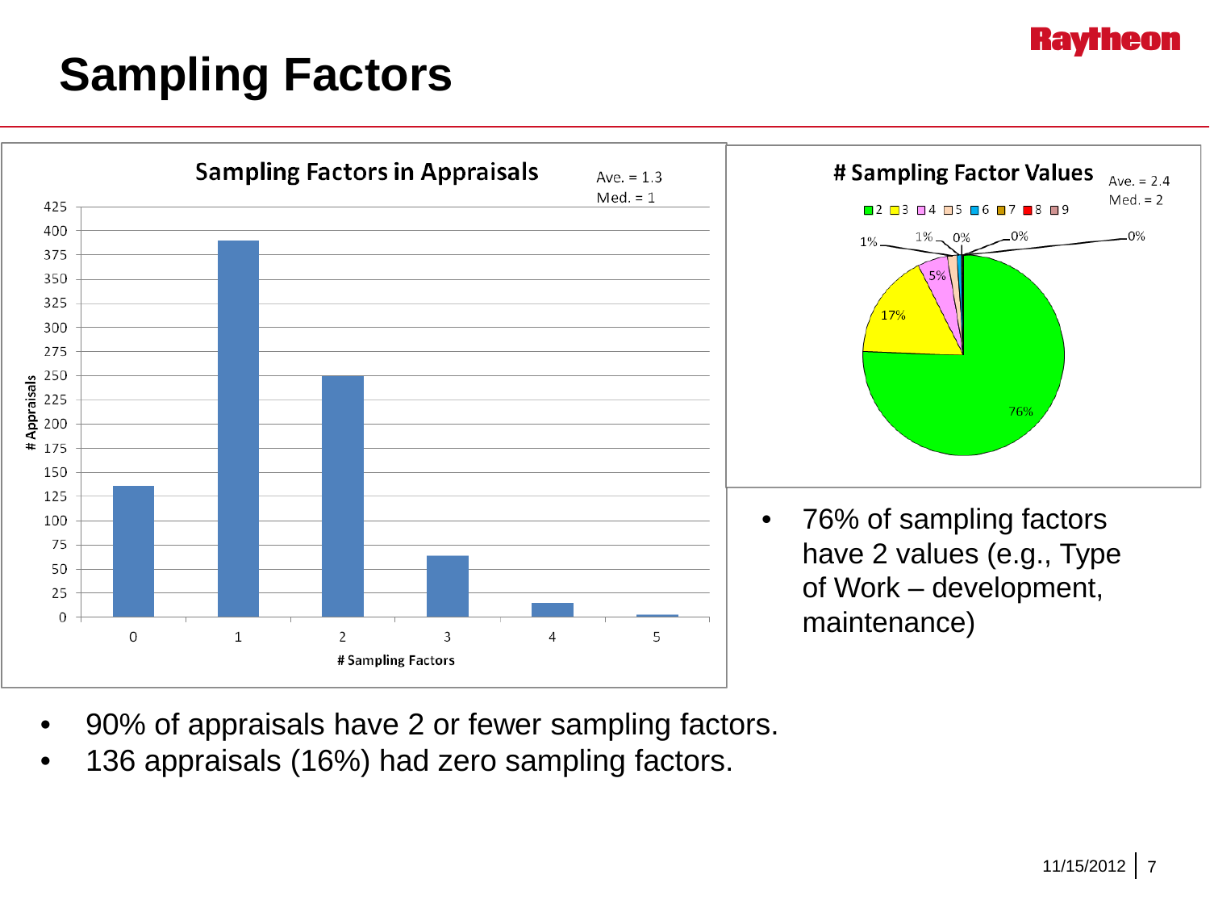# Sampling Factors

**Sampling Factors in Appraisals**

Ave. = 1.3
Med. = 1

**# Sampling Factor Values**

Ave. = 2.4
Med. = 2

- 76% of sampling factors have 2 values (e.g., Type of Work – development, maintenance)

- 90% of appraisals have 2 or fewer sampling factors.
- 136 appraisals (16%) had zero sampling factors.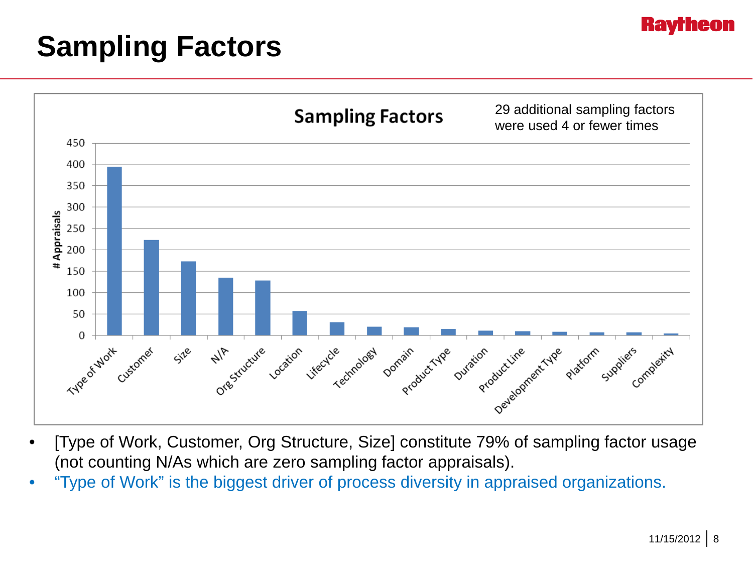# Sampling Factors

**Sampling Factors**

29 additional sampling factors were used 4 or fewer times

| Sampling Factor | # Appraisals (approx.) |
|---|---|
| Type of Work | 395 |
| Customer | 223 |
| Size | 173 |
| N/A | 135 |
| Org Structure | 128 |
| Location | 57 |
| Lifecycle | 31 |
| Technology | 20 |
| Domain | 19 |
| Product Type | 15 |
| Duration | 11 |
| Product Line | 10 |
| Development Type | 8 |
| Platform | 7 |
| Suppliers | 7 |
| Complexity | 4 |

- [Type of Work, Customer, Org Structure, Size] constitute 79% of sampling factor usage (not counting N/As which are zero sampling factor appraisals).
- "Type of Work" is the biggest driver of process diversity in appraised organizations.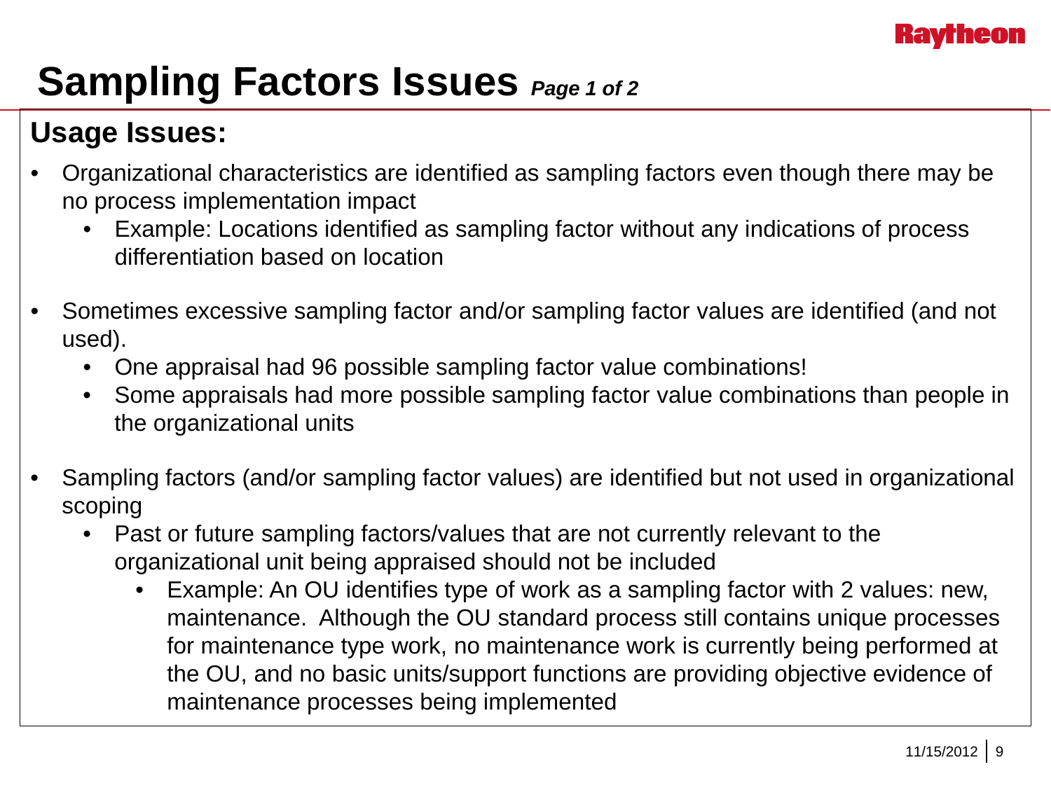# Sampling Factors Issues *Page 1 of 2*

## Usage Issues:

- Organizational characteristics are identified as sampling factors even though there may be no process implementation impact
  - Example: Locations identified as sampling factor without any indications of process differentiation based on location
- Sometimes excessive sampling factor and/or sampling factor values are identified (and not used).
  - One appraisal had 96 possible sampling factor value combinations!
  - Some appraisals had more possible sampling factor value combinations than people in the organizational units
- Sampling factors (and/or sampling factor values) are identified but not used in organizational scoping
  - Past or future sampling factors/values that are not currently relevant to the organizational unit being appraised should not be included
    - Example: An OU identifies type of work as a sampling factor with 2 values: new, maintenance. Although the OU standard process still contains unique processes for maintenance type work, no maintenance work is currently being performed at the OU, and no basic units/support functions are providing objective evidence of maintenance processes being implemented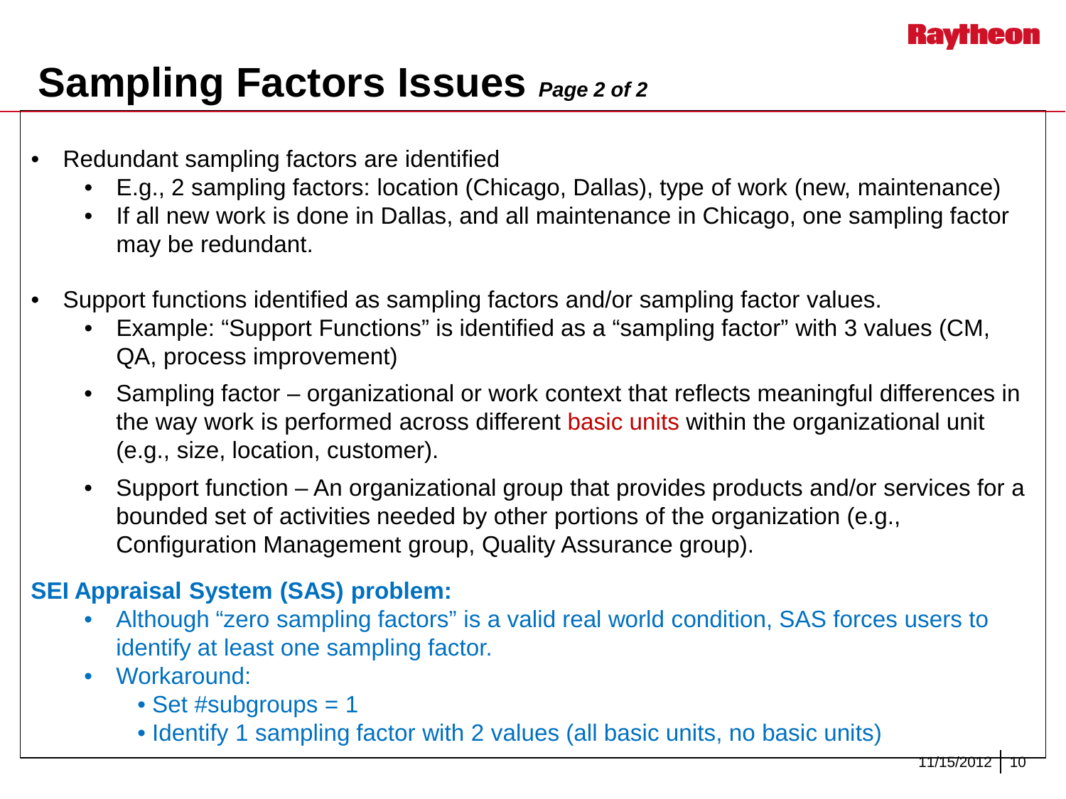# Sampling Factors Issues *Page 2 of 2*

- Redundant sampling factors are identified
  - E.g., 2 sampling factors: location (Chicago, Dallas), type of work (new, maintenance)
  - If all new work is done in Dallas, and all maintenance in Chicago, one sampling factor may be redundant.

- Support functions identified as sampling factors and/or sampling factor values.
  - Example: “Support Functions” is identified as a “sampling factor” with 3 values (CM, QA, process improvement)
  - Sampling factor – organizational or work context that reflects meaningful differences in the way work is performed across different basic units within the organizational unit (e.g., size, location, customer).
  - Support function – An organizational group that provides products and/or services for a bounded set of activities needed by other portions of the organization (e.g., Configuration Management group, Quality Assurance group).

**SEI Appraisal System (SAS) problem:**

- Although “zero sampling factors” is a valid real world condition, SAS forces users to identify at least one sampling factor.
- Workaround:
  - Set #subgroups = 1
  - Identify 1 sampling factor with 2 values (all basic units, no basic units)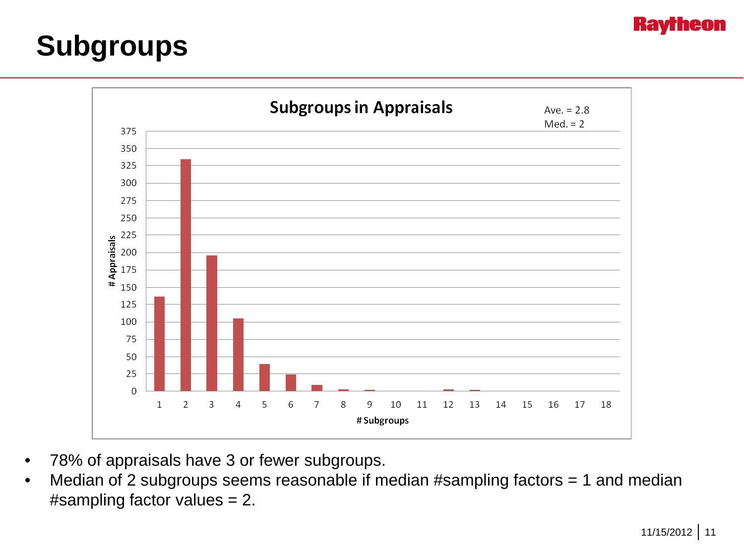# Subgroups

**Subgroups in Appraisals**

Ave. = 2.8
Med. = 2

| # Subgroups | # Appraisals (approx.) |
|---|---|
| 1 | 137 |
| 2 | 335 |
| 3 | 196 |
| 4 | 105 |
| 5 | 39 |
| 6 | 24 |
| 7 | 9 |
| 8 | 2 |
| 9 | 1 |
| 10 | 0 |
| 11 | 0 |
| 12 | 2 |
| 13 | 1 |
| 14 | 0 |
| 15 | 0 |
| 16 | 0 |
| 17 | 0 |
| 18 | 0 |

- 78% of appraisals have 3 or fewer subgroups.
- Median of 2 subgroups seems reasonable if median #sampling factors = 1 and median #sampling factor values = 2.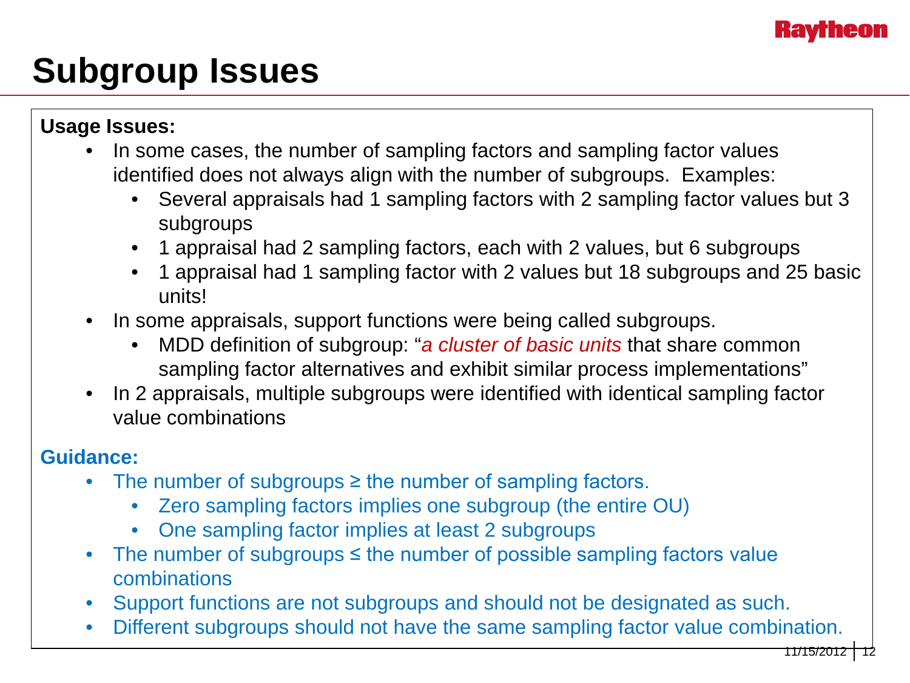# Subgroup Issues

**Usage Issues:**

- In some cases, the number of sampling factors and sampling factor values identified does not always align with the number of subgroups. Examples:
  - Several appraisals had 1 sampling factors with 2 sampling factor values but 3 subgroups
  - 1 appraisal had 2 sampling factors, each with 2 values, but 6 subgroups
  - 1 appraisal had 1 sampling factor with 2 values but 18 subgroups and 25 basic units!
- In some appraisals, support functions were being called subgroups.
  - MDD definition of subgroup: "*a cluster of basic units* that share common sampling factor alternatives and exhibit similar process implementations"
- In 2 appraisals, multiple subgroups were identified with identical sampling factor value combinations

**Guidance:**

- The number of subgroups ≥ the number of sampling factors.
  - Zero sampling factors implies one subgroup (the entire OU)
  - One sampling factor implies at least 2 subgroups
- The number of subgroups ≤ the number of possible sampling factors value combinations
- Support functions are not subgroups and should not be designated as such.
- Different subgroups should not have the same sampling factor value combination.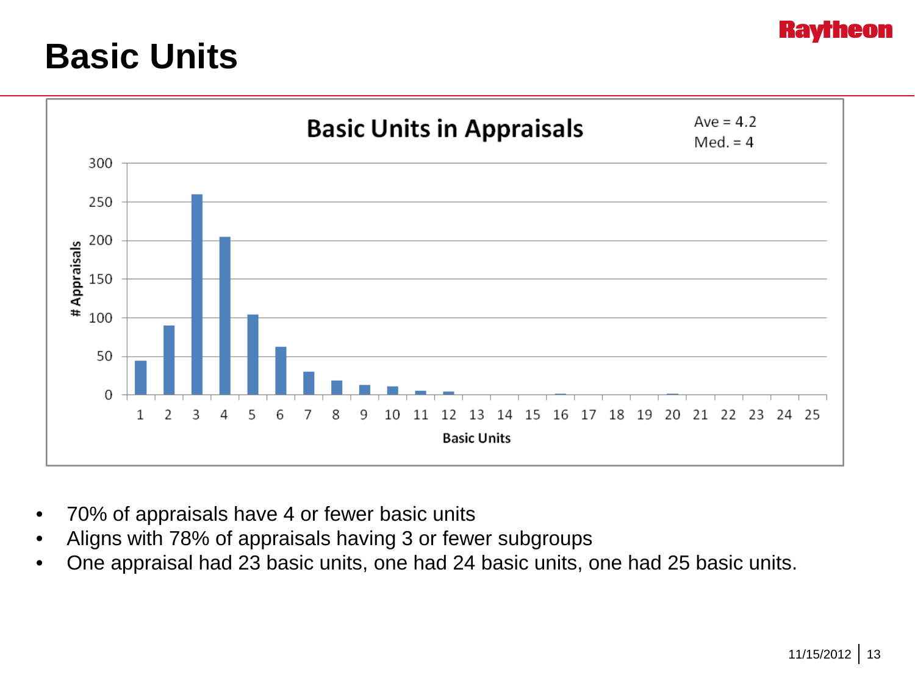# Basic Units

**Basic Units in Appraisals**

Ave = 4.2
Med. = 4

- 70% of appraisals have 4 or fewer basic units
- Aligns with 78% of appraisals having 3 or fewer subgroups
- One appraisal had 23 basic units, one had 24 basic units, one had 25 basic units.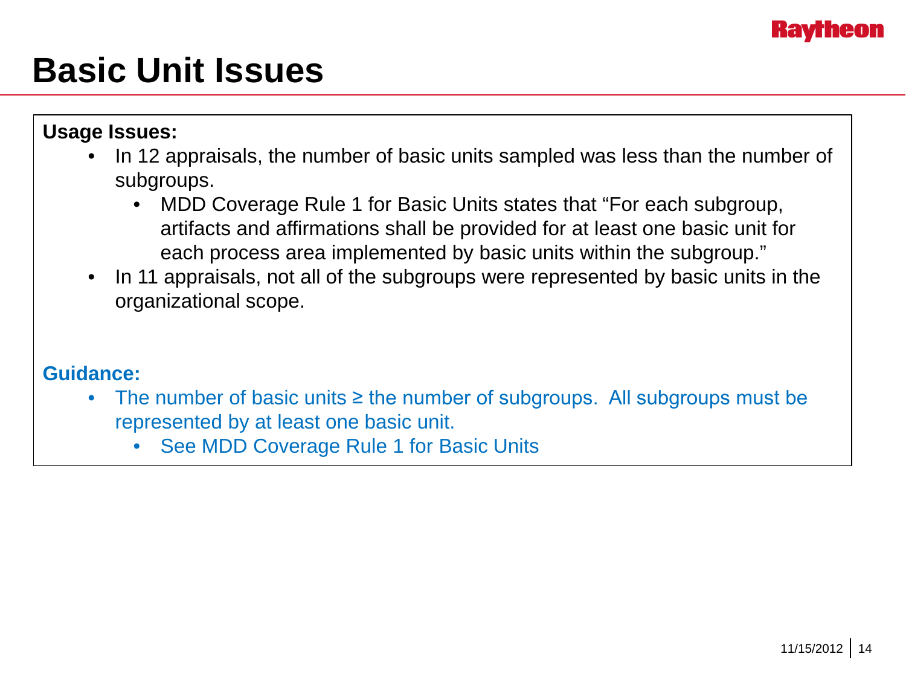# Basic Unit Issues

**Usage Issues:**

- In 12 appraisals, the number of basic units sampled was less than the number of subgroups.
  - MDD Coverage Rule 1 for Basic Units states that "For each subgroup, artifacts and affirmations shall be provided for at least one basic unit for each process area implemented by basic units within the subgroup."
- In 11 appraisals, not all of the subgroups were represented by basic units in the organizational scope.

**Guidance:**

- The number of basic units ≥ the number of subgroups. All subgroups must be represented by at least one basic unit.
  - See MDD Coverage Rule 1 for Basic Units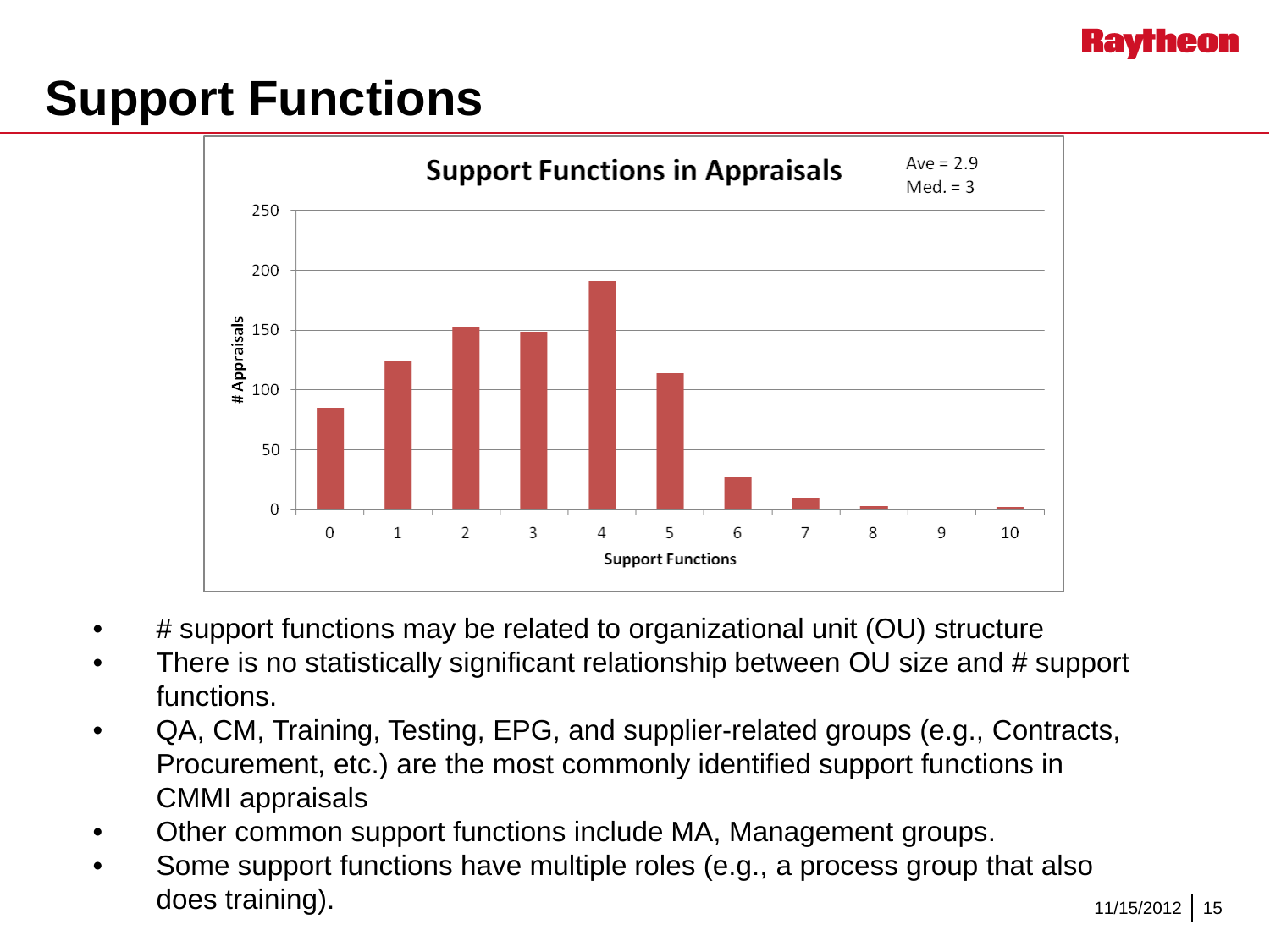# Support Functions

**Support Functions in Appraisals**

Ave = 2.9
Med. = 3

| Support Functions | # Appraisals (approx.) |
| --- | --- |
| 0 | 85 |
| 1 | 124 |
| 2 | 152 |
| 3 | 149 |
| 4 | 191 |
| 5 | 114 |
| 6 | 27 |
| 7 | 10 |
| 8 | 3 |
| 9 | 1 |
| 10 | 2 |

- # support functions may be related to organizational unit (OU) structure
- There is no statistically significant relationship between OU size and # support functions.
- QA, CM, Training, Testing, EPG, and supplier-related groups (e.g., Contracts, Procurement, etc.) are the most commonly identified support functions in CMMI appraisals
- Other common support functions include MA, Management groups.
- Some support functions have multiple roles (e.g., a process group that also does training).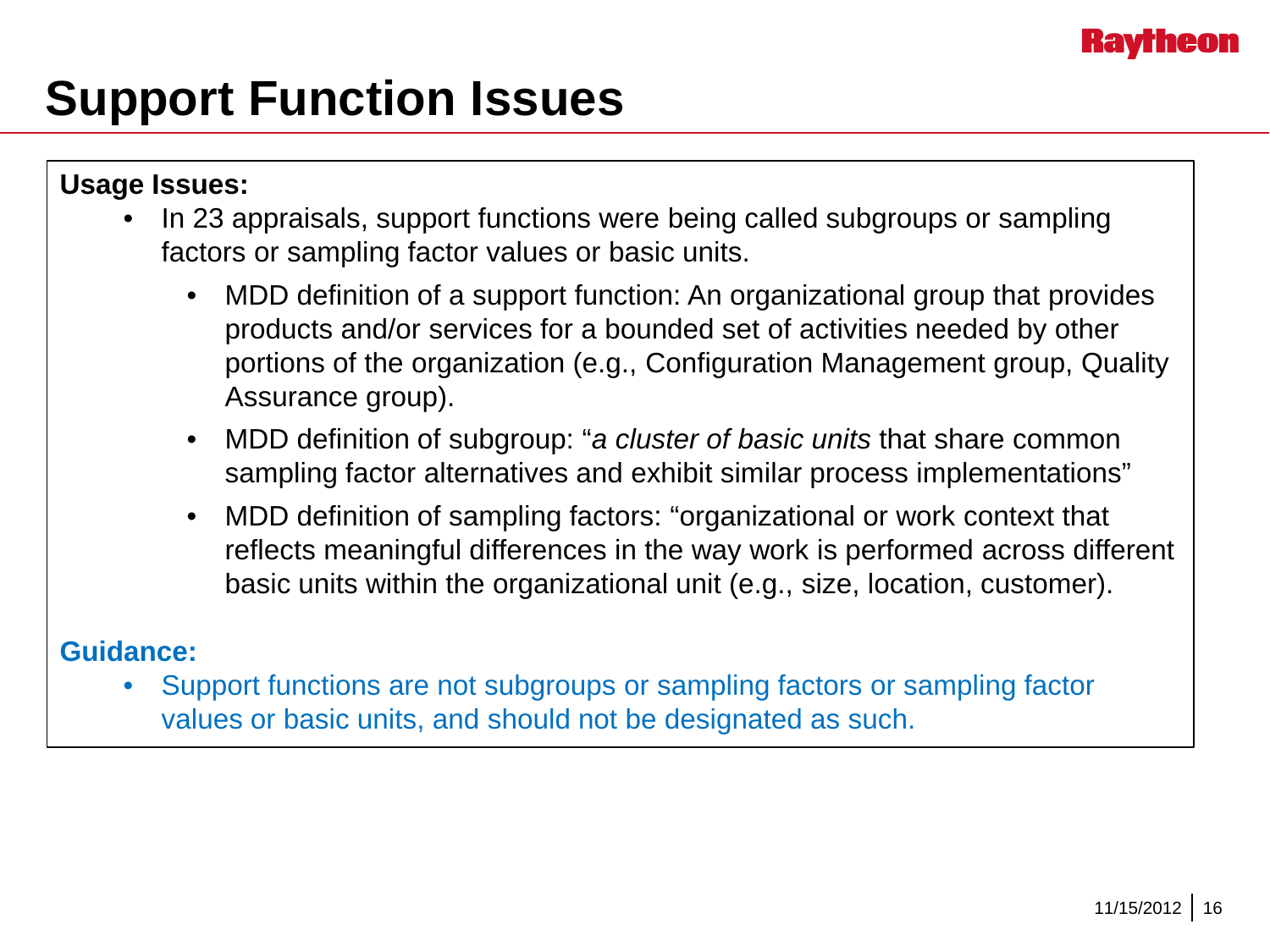# Support Function Issues

**Usage Issues:**

- In 23 appraisals, support functions were being called subgroups or sampling factors or sampling factor values or basic units.
  - MDD definition of a support function: An organizational group that provides products and/or services for a bounded set of activities needed by other portions of the organization (e.g., Configuration Management group, Quality Assurance group).
  - MDD definition of subgroup: "*a cluster of basic units* that share common sampling factor alternatives and exhibit similar process implementations"
  - MDD definition of sampling factors: "organizational or work context that reflects meaningful differences in the way work is performed across different basic units within the organizational unit (e.g., size, location, customer).

**Guidance:**

- Support functions are not subgroups or sampling factors or sampling factor values or basic units, and should not be designated as such.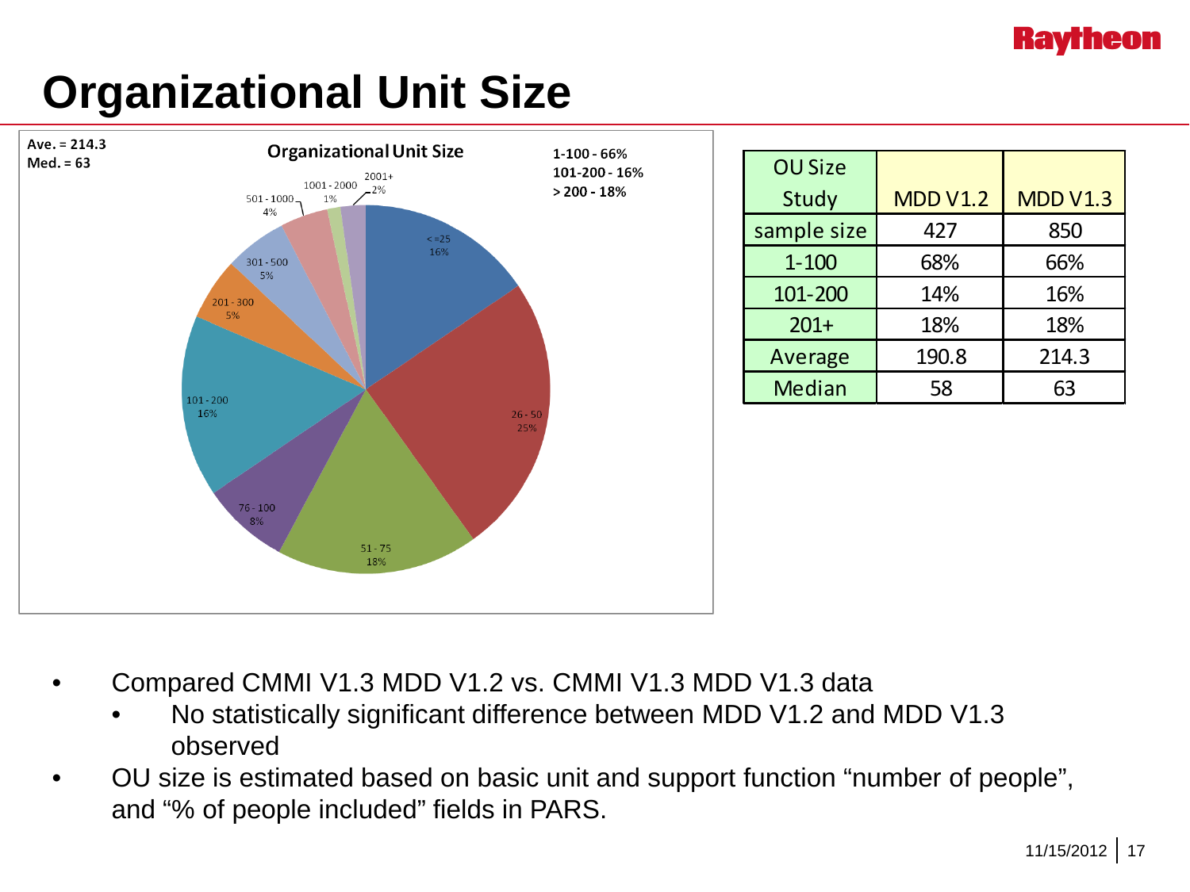# Organizational Unit Size

| OU Size Study | MDD V1.2 | MDD V1.3 |
| --- | --- | --- |
| sample size | 427 | 850 |
| 1-100 | 68% | 66% |
| 101-200 | 14% | 16% |
| 201+ | 18% | 18% |
| Average | 190.8 | 214.3 |
| Median | 58 | 63 |

- Compared CMMI V1.3 MDD V1.2 vs. CMMI V1.3 MDD V1.3 data
  - No statistically significant difference between MDD V1.2 and MDD V1.3 observed
- OU size is estimated based on basic unit and support function "number of people", and "% of people included" fields in PARS.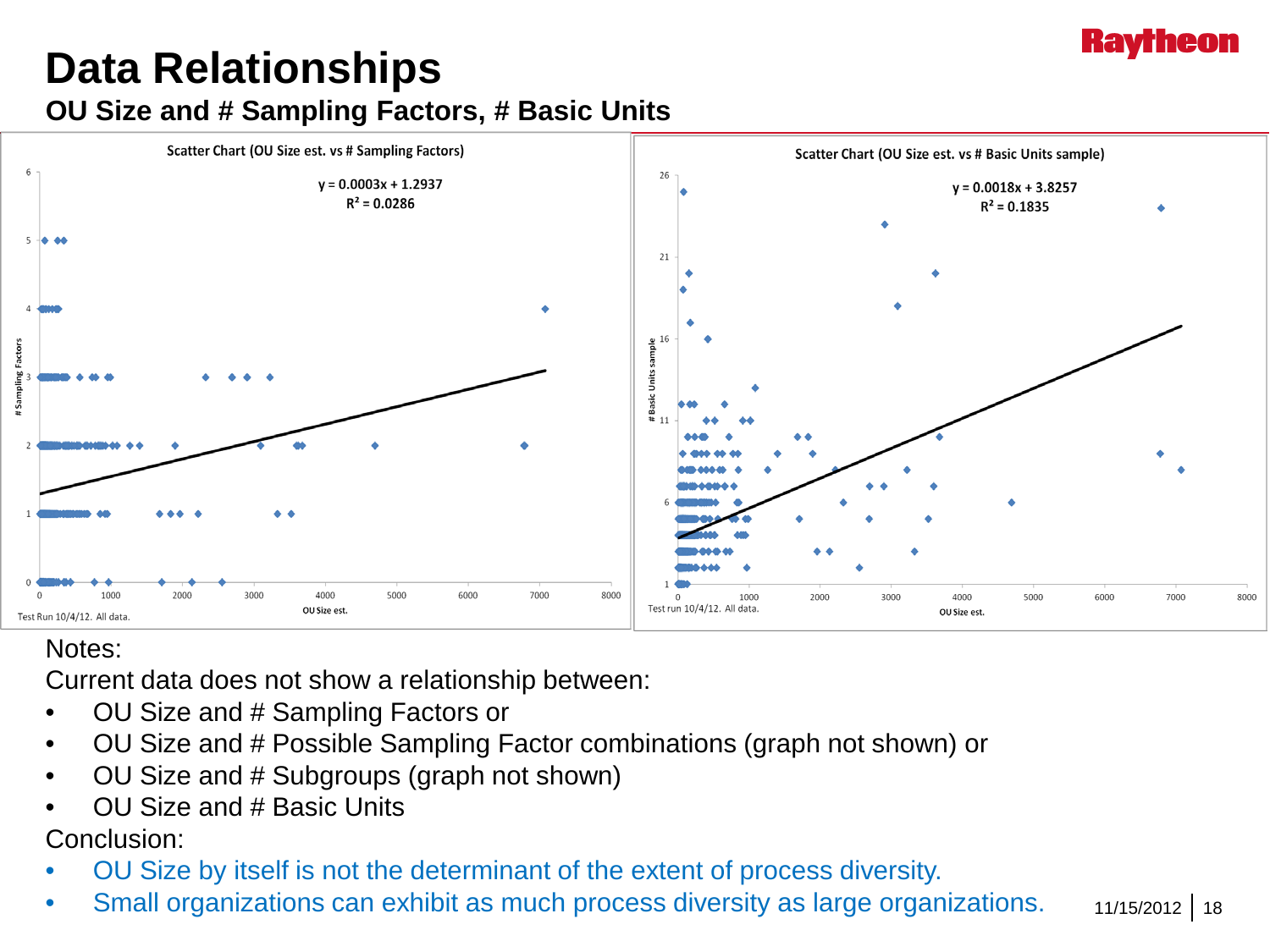# Data Relationships

## OU Size and # Sampling Factors, # Basic Units

**Scatter Chart (OU Size est. vs # Sampling Factors)**

$y = 0.0003x + 1.2937$
$R^2 = 0.0286$

Test Run 10/4/12. All data.

**Scatter Chart (OU Size est. vs # Basic Units sample)**

$y = 0.0018x + 3.8257$
$R^2 = 0.1835$

Test run 10/4/12. All data.

Notes:

Current data does not show a relationship between:

- OU Size and # Sampling Factors or
- OU Size and # Possible Sampling Factor combinations (graph not shown) or
- OU Size and # Subgroups (graph not shown)
- OU Size and # Basic Units

Conclusion:

- OU Size by itself is not the determinant of the extent of process diversity.
- Small organizations can exhibit as much process diversity as large organizations.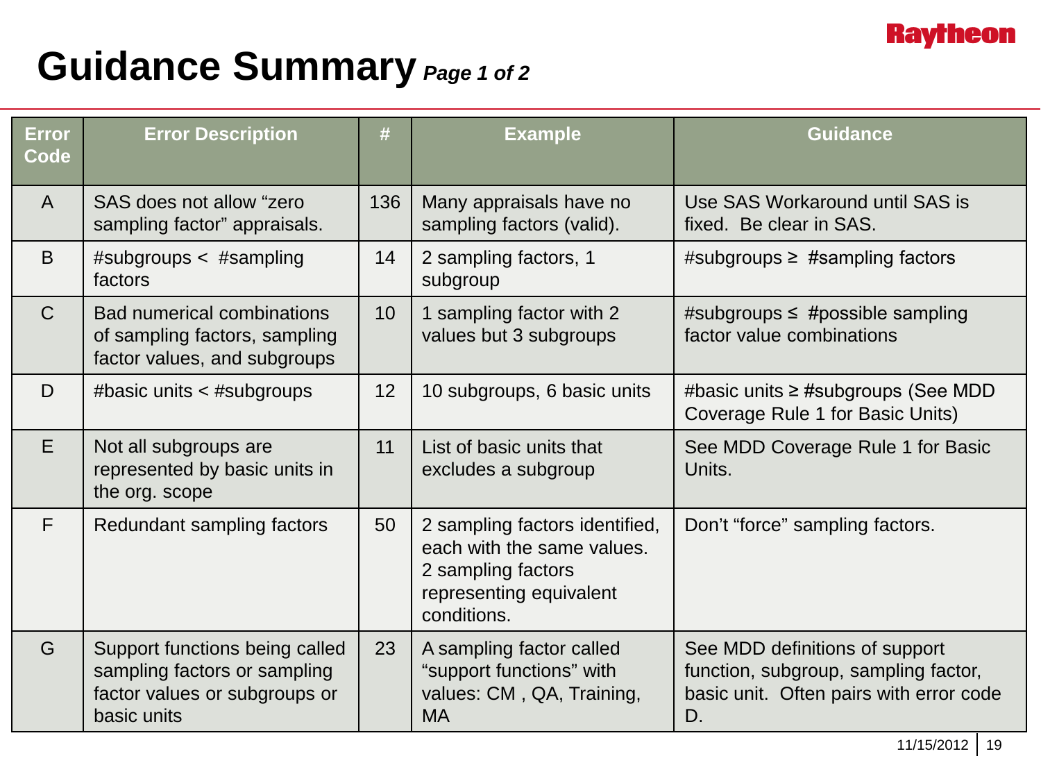# Guidance Summary *Page 1 of 2*

| Error Code | Error Description | # | Example | Guidance |
|---|---|---|---|---|
| A | SAS does not allow “zero sampling factor” appraisals. | 136 | Many appraisals have no sampling factors (valid). | Use SAS Workaround until SAS is fixed. Be clear in SAS. |
| B | #subgroups < #sampling factors | 14 | 2 sampling factors, 1 subgroup | #subgroups ≥ #sampling factors |
| C | Bad numerical combinations of sampling factors, sampling factor values, and subgroups | 10 | 1 sampling factor with 2 values but 3 subgroups | #subgroups ≤ #possible sampling factor value combinations |
| D | #basic units < #subgroups | 12 | 10 subgroups, 6 basic units | #basic units ≥ #subgroups (See MDD Coverage Rule 1 for Basic Units) |
| E | Not all subgroups are represented by basic units in the org. scope | 11 | List of basic units that excludes a subgroup | See MDD Coverage Rule 1 for Basic Units. |
| F | Redundant sampling factors | 50 | 2 sampling factors identified, each with the same values. 2 sampling factors representing equivalent conditions. | Don’t “force” sampling factors. |
| G | Support functions being called sampling factors or sampling factor values or subgroups or basic units | 23 | A sampling factor called “support functions” with values: CM , QA, Training, MA | See MDD definitions of support function, subgroup, sampling factor, basic unit. Often pairs with error code D. |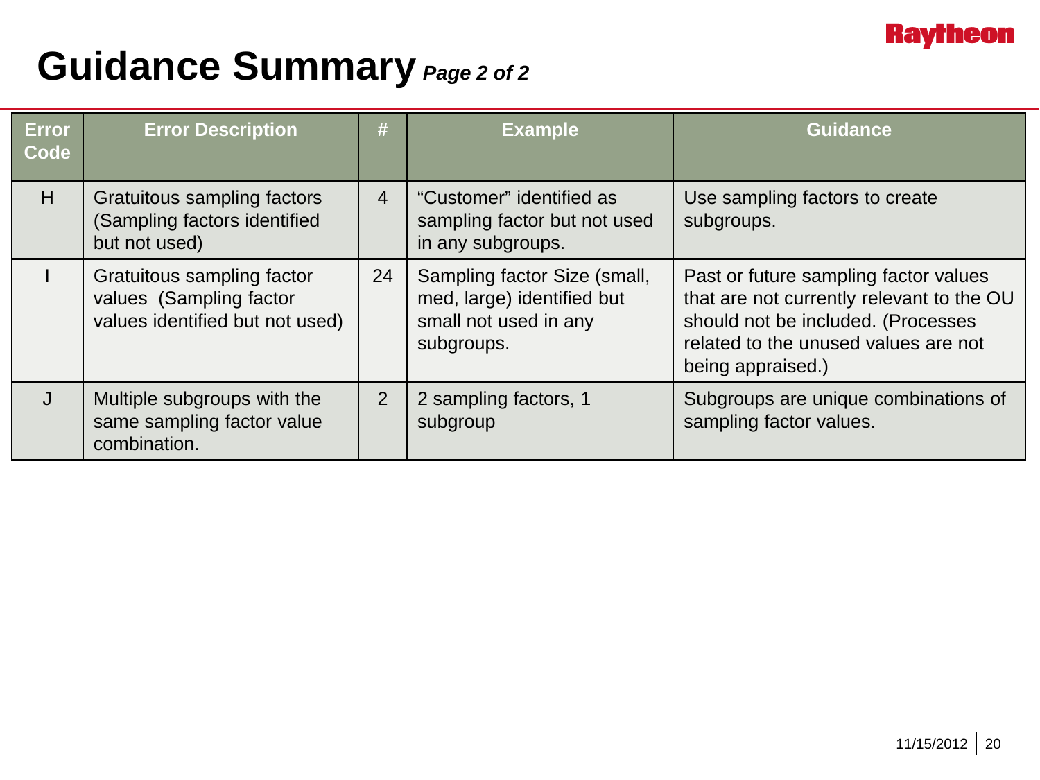# Guidance Summary *Page 2 of 2*

| Error Code | Error Description | # | Example | Guidance |
|---|---|---|---|---|
| H | Gratuitous sampling factors (Sampling factors identified but not used) | 4 | "Customer" identified as sampling factor but not used in any subgroups. | Use sampling factors to create subgroups. |
| I | Gratuitous sampling factor values (Sampling factor values identified but not used) | 24 | Sampling factor Size (small, med, large) identified but small not used in any subgroups. | Past or future sampling factor values that are not currently relevant to the OU should not be included. (Processes related to the unused values are not being appraised.) |
| J | Multiple subgroups with the same sampling factor value combination. | 2 | 2 sampling factors, 1 subgroup | Subgroups are unique combinations of sampling factor values. |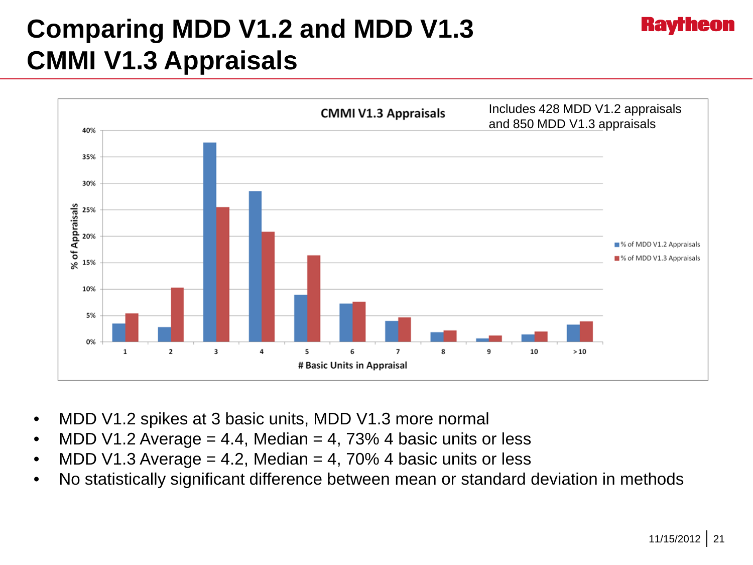# Comparing MDD V1.2 and MDD V1.3 CMMI V1.3 Appraisals

**CMMI V1.3 Appraisals**

Includes 428 MDD V1.2 appraisals and 850 MDD V1.3 appraisals

- MDD V1.2 spikes at 3 basic units, MDD V1.3 more normal
- MDD V1.2 Average = 4.4, Median = 4, 73% 4 basic units or less
- MDD V1.3 Average = 4.2, Median = 4, 70% 4 basic units or less
- No statistically significant difference between mean or standard deviation in methods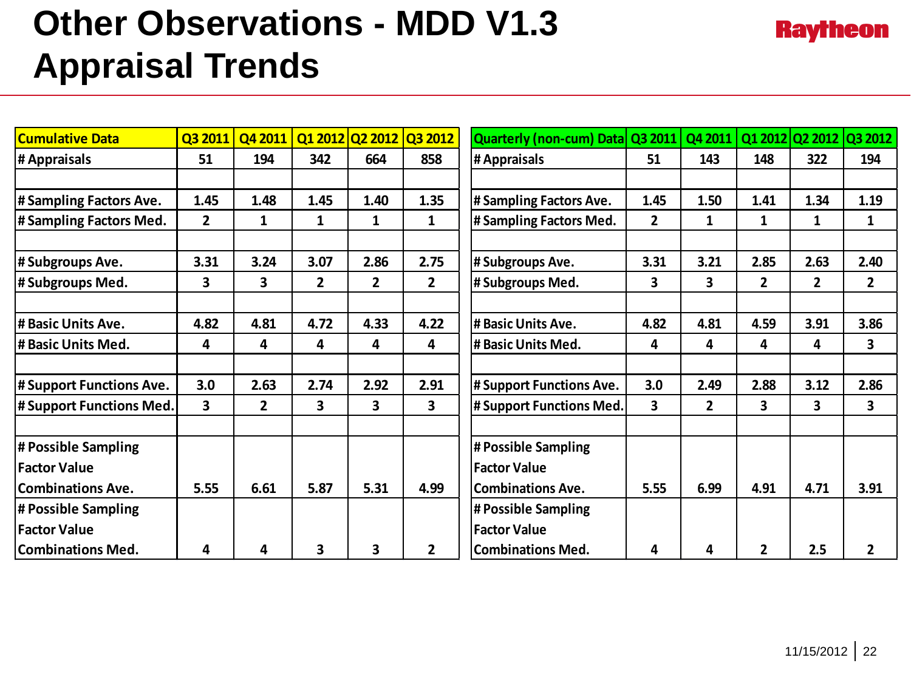# Other Observations - MDD V1.3 Appraisal Trends

| Cumulative Data | Q3 2011 | Q4 2011 | Q1 2012 | Q2 2012 | Q3 2012 |
|---|---|---|---|---|---|
| # Appraisals | 51 | 194 | 342 | 664 | 858 |
| | | | | | |
| # Sampling Factors Ave. | 1.45 | 1.48 | 1.45 | 1.40 | 1.35 |
| # Sampling Factors Med. | 2 | 1 | 1 | 1 | 1 |
| | | | | | |
| # Subgroups Ave. | 3.31 | 3.24 | 3.07 | 2.86 | 2.75 |
| # Subgroups Med. | 3 | 3 | 2 | 2 | 2 |
| | | | | | |
| # Basic Units Ave. | 4.82 | 4.81 | 4.72 | 4.33 | 4.22 |
| # Basic Units Med. | 4 | 4 | 4 | 4 | 4 |
| | | | | | |
| # Support Functions Ave. | 3.0 | 2.63 | 2.74 | 2.92 | 2.91 |
| # Support Functions Med. | 3 | 2 | 3 | 3 | 3 |
| | | | | | |
| # Possible Sampling Factor Value Combinations Ave. | 5.55 | 6.61 | 5.87 | 5.31 | 4.99 |
| # Possible Sampling Factor Value Combinations Med. | 4 | 4 | 3 | 3 | 2 |

| Quarterly (non-cum) Data | Q3 2011 | Q4 2011 | Q1 2012 | Q2 2012 | Q3 2012 |
|---|---|---|---|---|---|
| # Appraisals | 51 | 143 | 148 | 322 | 194 |
| | | | | | |
| # Sampling Factors Ave. | 1.45 | 1.50 | 1.41 | 1.34 | 1.19 |
| # Sampling Factors Med. | 2 | 1 | 1 | 1 | 1 |
| | | | | | |
| # Subgroups Ave. | 3.31 | 3.21 | 2.85 | 2.63 | 2.40 |
| # Subgroups Med. | 3 | 3 | 2 | 2 | 2 |
| | | | | | |
| # Basic Units Ave. | 4.82 | 4.81 | 4.59 | 3.91 | 3.86 |
| # Basic Units Med. | 4 | 4 | 4 | 4 | 3 |
| | | | | | |
| # Support Functions Ave. | 3.0 | 2.49 | 2.88 | 3.12 | 2.86 |
| # Support Functions Med. | 3 | 2 | 3 | 3 | 3 |
| | | | | | |
| # Possible Sampling Factor Value Combinations Ave. | 5.55 | 6.99 | 4.91 | 4.71 | 3.91 |
| # Possible Sampling Factor Value Combinations Med. | 4 | 4 | 2 | 2.5 | 2 |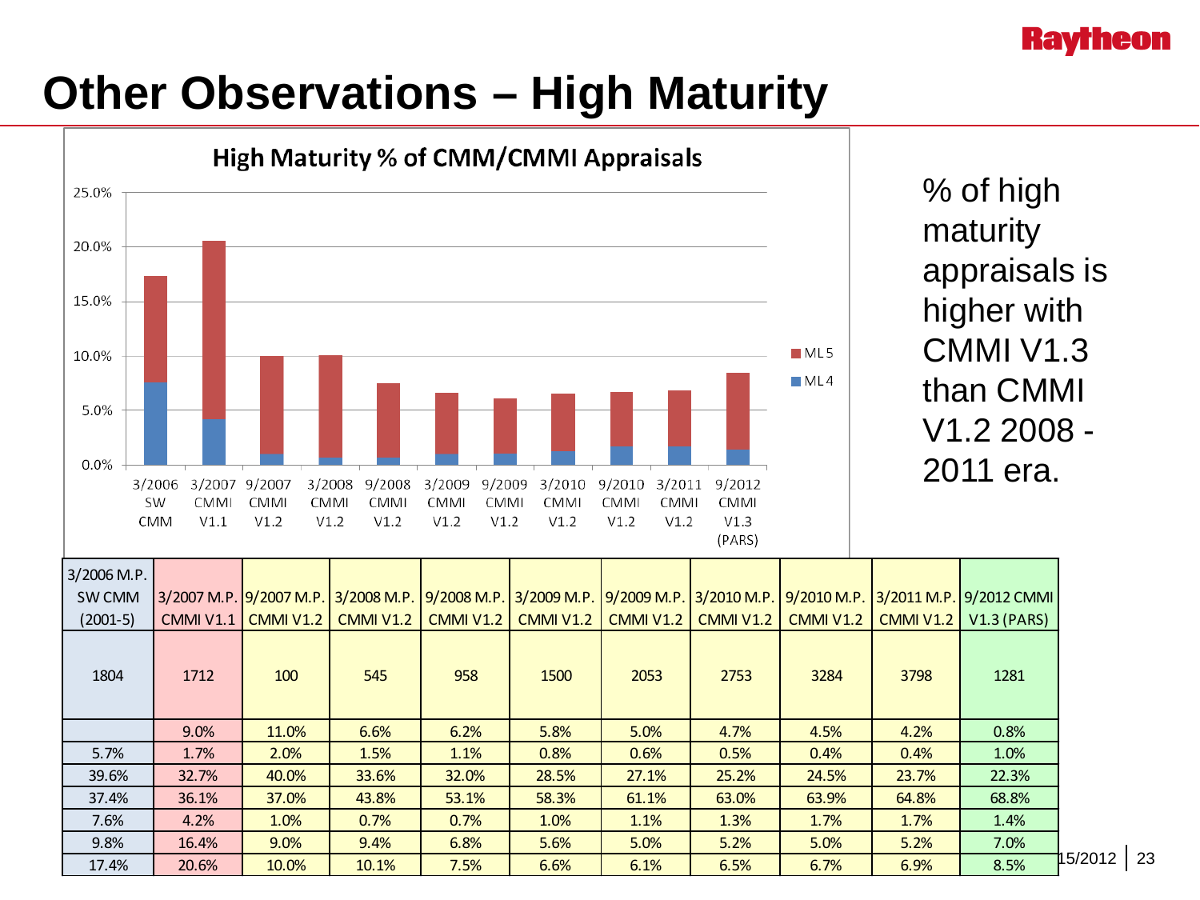# Other Observations – High Maturity

**High Maturity % of CMM/CMMI Appraisals**

% of high maturity appraisals is higher with CMMI V1.3 than CMMI V1.2 2008 - 2011 era.

| 3/2006 M.P. SW CMM (2001-5) | 3/2007 M.P. CMMI V1.1 | 9/2007 M.P. CMMI V1.2 | 3/2008 M.P. CMMI V1.2 | 9/2008 M.P. CMMI V1.2 | 3/2009 M.P. CMMI V1.2 | 9/2009 M.P. CMMI V1.2 | 3/2010 M.P. CMMI V1.2 | 9/2010 M.P. CMMI V1.2 | 3/2011 M.P. CMMI V1.2 | 9/2012 CMMI V1.3 (PARS) |
|---|---|---|---|---|---|---|---|---|---|---|
| 1804 | 1712 | 100 | 545 | 958 | 1500 | 2053 | 2753 | 3284 | 3798 | 1281 |
| | 9.0% | 11.0% | 6.6% | 6.2% | 5.8% | 5.0% | 4.7% | 4.5% | 4.2% | 0.8% |
| 5.7% | 1.7% | 2.0% | 1.5% | 1.1% | 0.8% | 0.6% | 0.5% | 0.4% | 0.4% | 1.0% |
| 39.6% | 32.7% | 40.0% | 33.6% | 32.0% | 28.5% | 27.1% | 25.2% | 24.5% | 23.7% | 22.3% |
| 37.4% | 36.1% | 37.0% | 43.8% | 53.1% | 58.3% | 61.1% | 63.0% | 63.9% | 64.8% | 68.8% |
| 7.6% | 4.2% | 1.0% | 0.7% | 0.7% | 1.0% | 1.1% | 1.3% | 1.7% | 1.7% | 1.4% |
| 9.8% | 16.4% | 9.0% | 9.4% | 6.8% | 5.6% | 5.0% | 5.2% | 5.0% | 5.2% | 7.0% |
| 17.4% | 20.6% | 10.0% | 10.1% | 7.5% | 6.6% | 6.1% | 6.5% | 6.7% | 6.9% | 8.5% |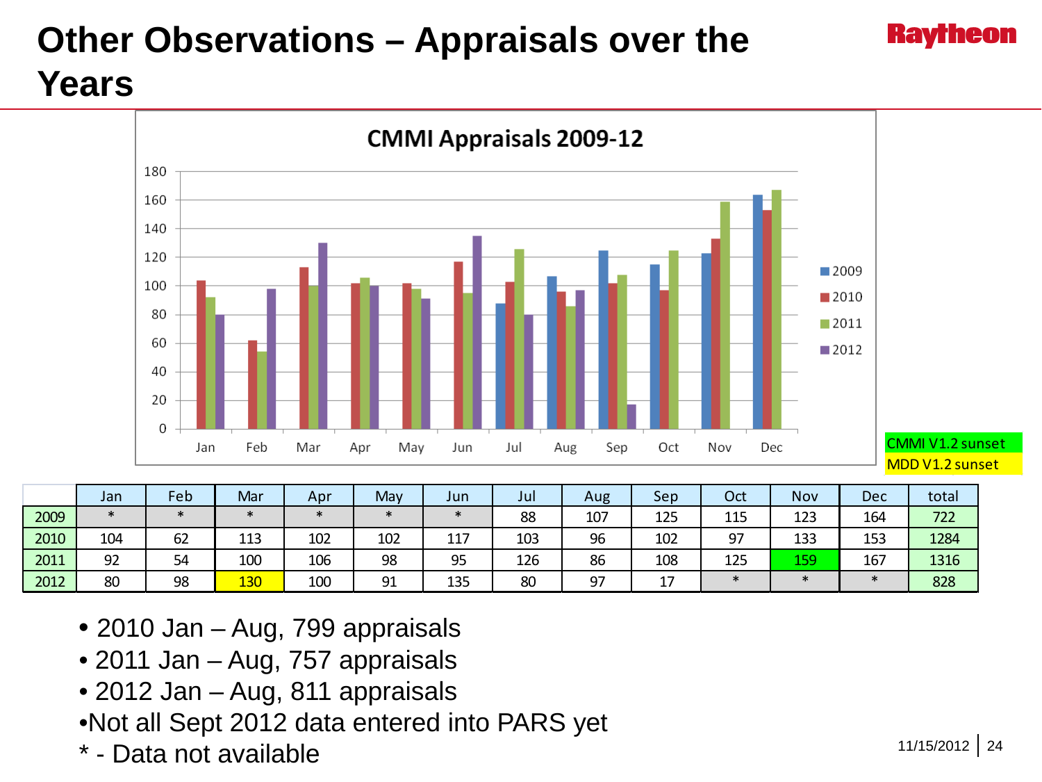# Other Observations – Appraisals over the Years

**CMMI Appraisals 2009-12**

CMMI V1.2 sunset

MDD V1.2 sunset

| | Jan | Feb | Mar | Apr | May | Jun | Jul | Aug | Sep | Oct | Nov | Dec | total |
|---|---|---|---|---|---|---|---|---|---|---|---|---|---|
| 2009 | * | * | * | * | * | * | 88 | 107 | 125 | 115 | 123 | 164 | 722 |
| 2010 | 104 | 62 | 113 | 102 | 102 | 117 | 103 | 96 | 102 | 97 | 133 | 153 | 1284 |
| 2011 | 92 | 54 | 100 | 106 | 98 | 95 | 126 | 86 | 108 | 125 | 159 | 167 | 1316 |
| 2012 | 80 | 98 | 130 | 100 | 91 | 135 | 80 | 97 | 17 | * | * | * | 828 |

- 2010 Jan – Aug, 799 appraisals
- 2011 Jan – Aug, 757 appraisals
- 2012 Jan – Aug, 811 appraisals
- Not all Sept 2012 data entered into PARS yet

\* - Data not available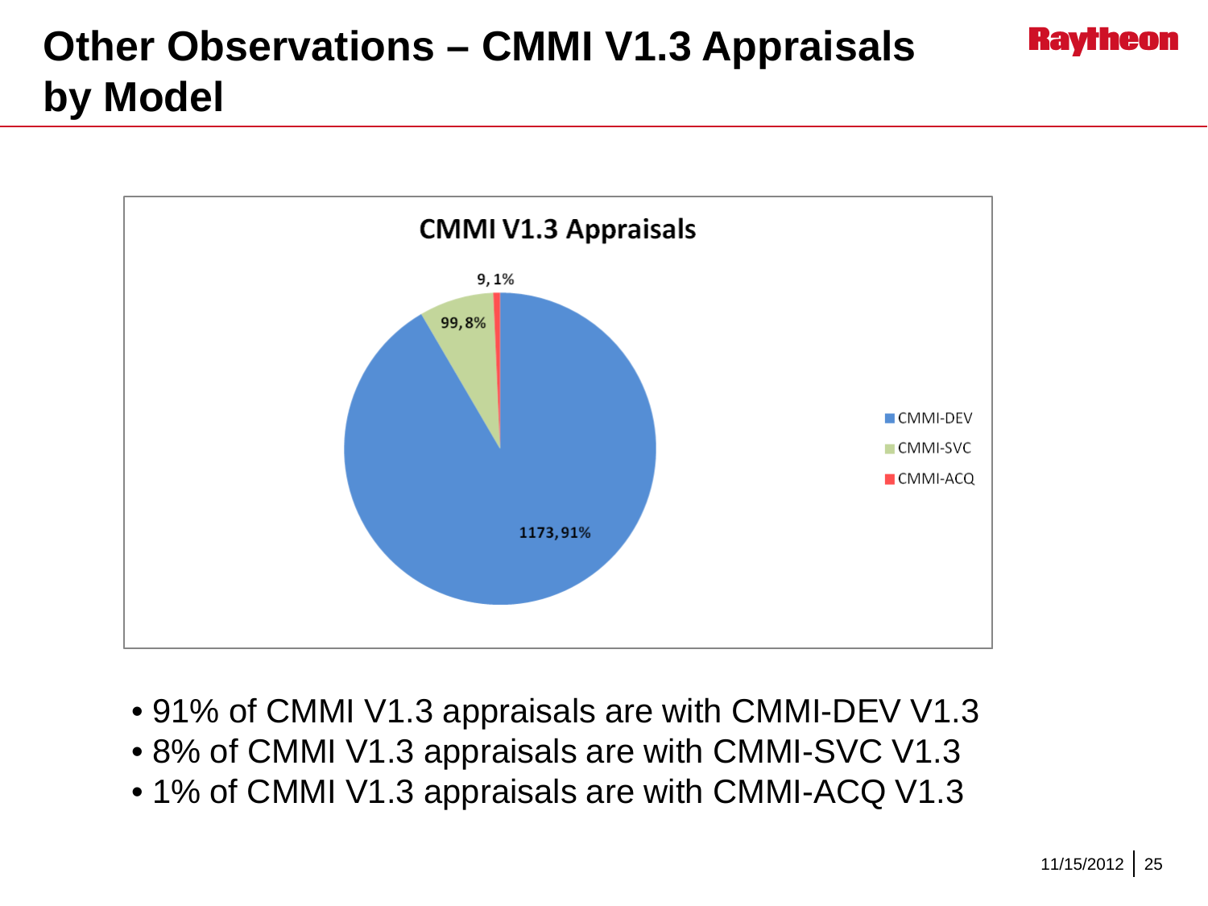# Other Observations – CMMI V1.3 Appraisals by Model

**CMMI V1.3 Appraisals**

| Model | Appraisals | Percentage |
|---|---|---|
| CMMI-DEV | 1173 | 91% |
| CMMI-SVC | 99 | 8% |
| CMMI-ACQ | 9 | 1% |

- 91% of CMMI V1.3 appraisals are with CMMI-DEV V1.3
- 8% of CMMI V1.3 appraisals are with CMMI-SVC V1.3
- 1% of CMMI V1.3 appraisals are with CMMI-ACQ V1.3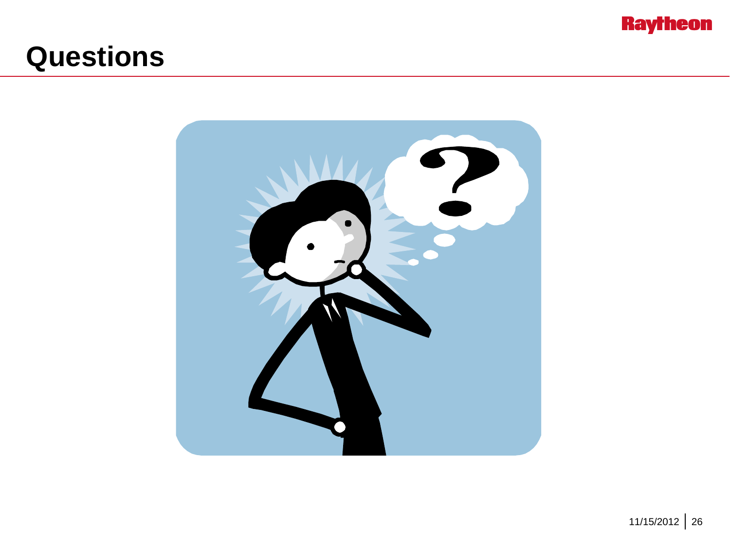# Questions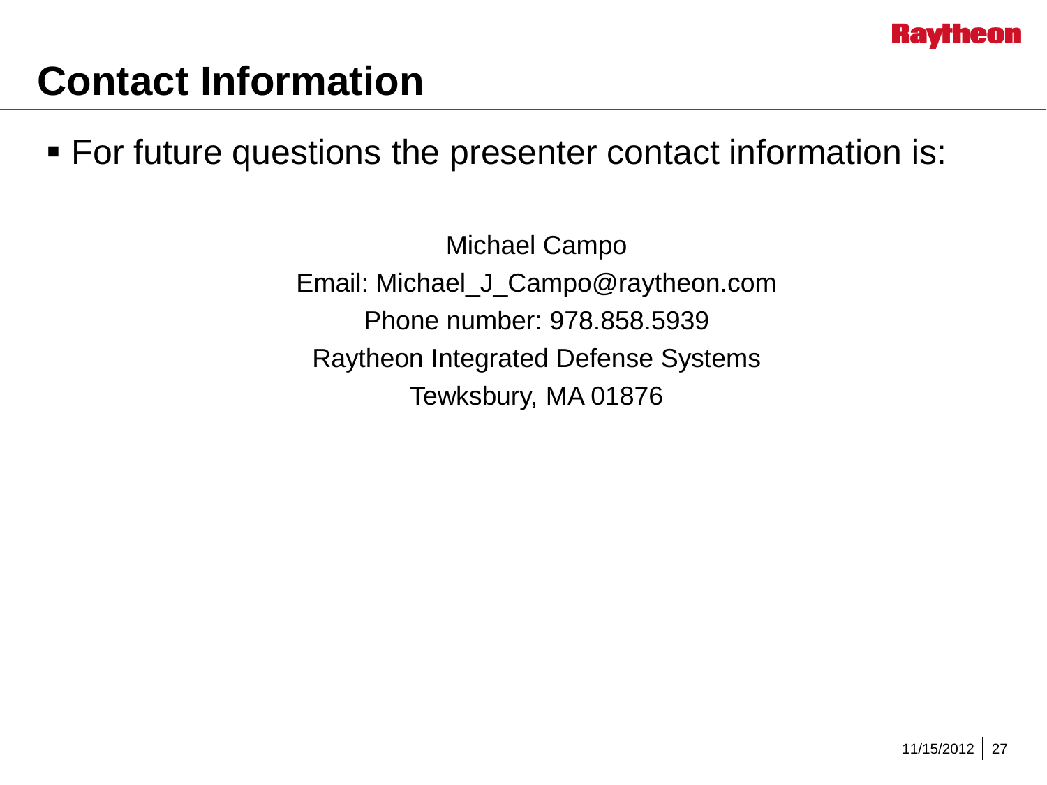# Contact Information

- For future questions the presenter contact information is:

Michael Campo

Email: Michael_J_Campo@raytheon.com

Phone number: 978.858.5939

Raytheon Integrated Defense Systems

Tewksbury, MA 01876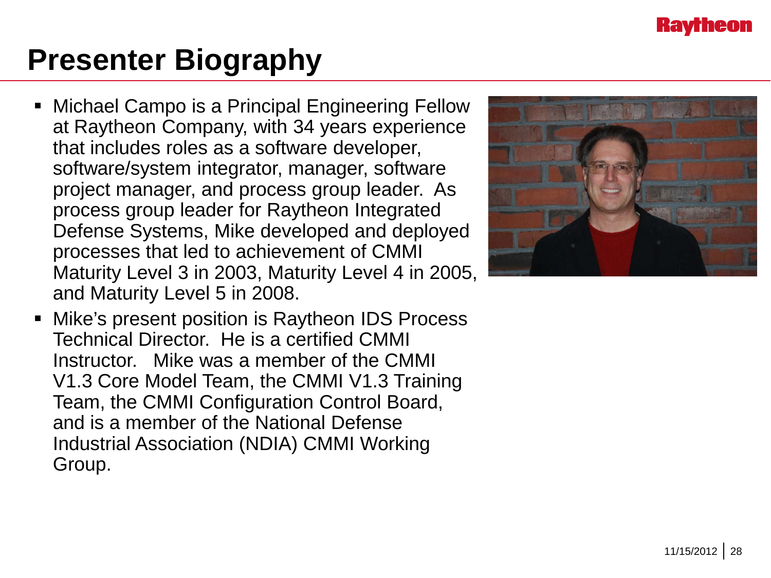# Presenter Biography

- Michael Campo is a Principal Engineering Fellow at Raytheon Company, with 34 years experience that includes roles as a software developer, software/system integrator, manager, software project manager, and process group leader. As process group leader for Raytheon Integrated Defense Systems, Mike developed and deployed processes that led to achievement of CMMI Maturity Level 3 in 2003, Maturity Level 4 in 2005, and Maturity Level 5 in 2008.
- Mike's present position is Raytheon IDS Process Technical Director. He is a certified CMMI Instructor. Mike was a member of the CMMI V1.3 Core Model Team, the CMMI V1.3 Training Team, the CMMI Configuration Control Board, and is a member of the National Defense Industrial Association (NDIA) CMMI Working Group.